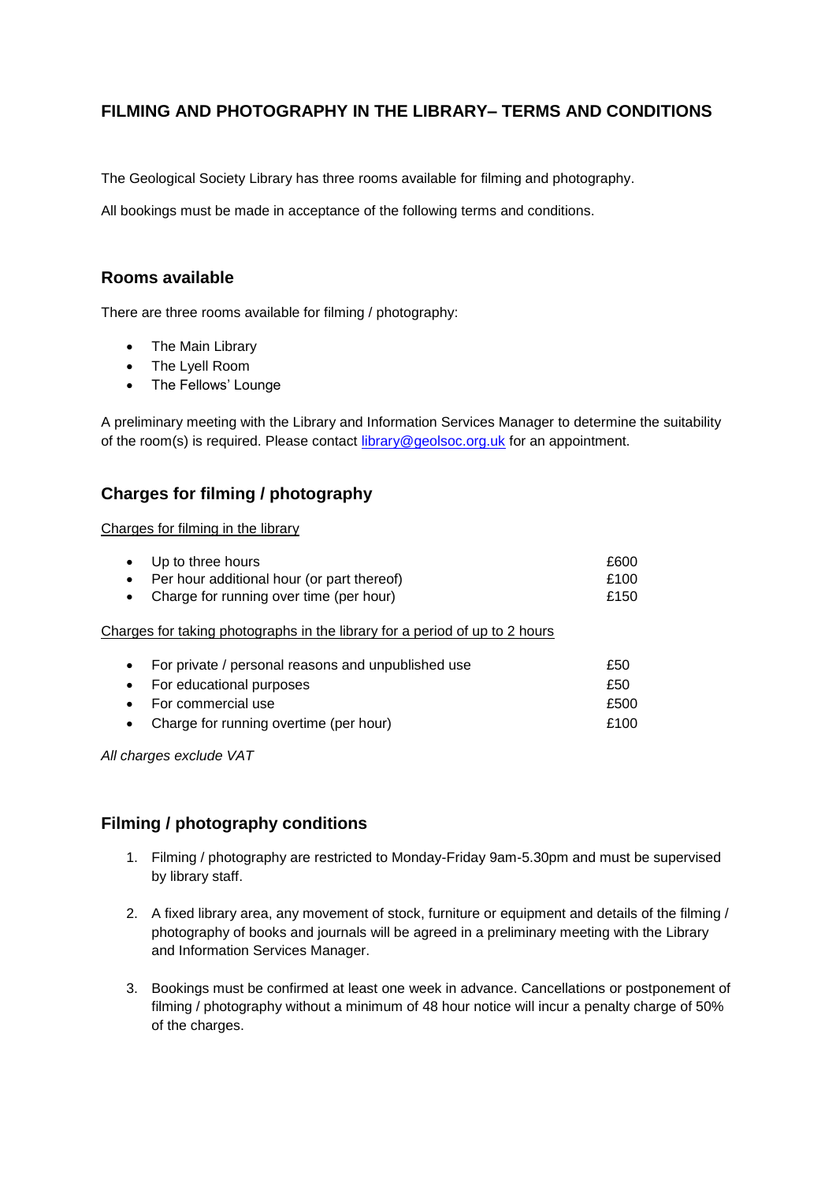# FILMING AND PHOTOGRAPHY IN THE LIBRARY– TERMS AND CONDITIONS

The Geological Society Library has three rooms available for filming and photography.

All bookings must be made in acceptance of the following terms and conditions.

## Rooms available

There are three rooms available for filming / photography:

- The Main Library
- The Lyell Room
- The Fellows' Lounge

A preliminary meeting with the Library and Information Services Manager to determine the suitability of the room(s) is required. Please contact [library@geolsoc.org.uk](mailto:library@geolsoc.org.uk) for an appointment.

## Charges for filming / photography

Charges for filming in the library

- Up to three hours £600
- Per hour additional hour (or part thereof) £100
- Charge for running over time (per hour) £150

Charges for taking photographs in the library for a period of up to 2 hours

- For private / personal reasons and unpublished use £50
- For educational purposes £50
- For commercial use £500
- Charge for running overtime (per hour) £100

*All charges exclude VAT*

## Filming / photography conditions

1. Filming / photography are restricted to Monday-Friday 9am-5.30pm and must be supervised by library staff.
2. A fixed library area, any movement of stock, furniture or equipment and details of the filming / photography of books and journals will be agreed in a preliminary meeting with the Library and Information Services Manager.
3. Bookings must be confirmed at least one week in advance. Cancellations or postponement of filming / photography without a minimum of 48 hour notice will incur a penalty charge of 50% of the charges.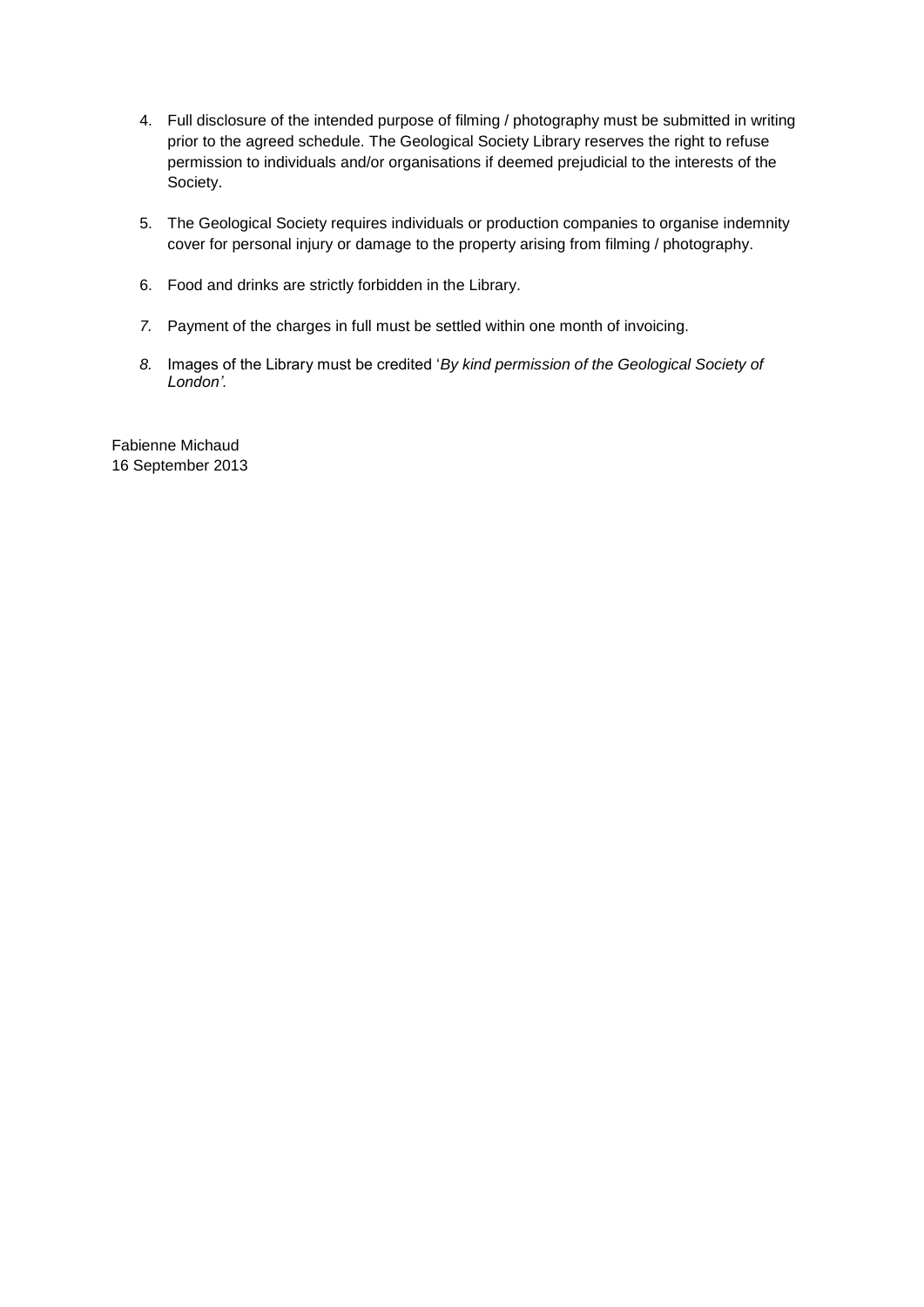4. Full disclosure of the intended purpose of filming / photography must be submitted in writing prior to the agreed schedule. The Geological Society Library reserves the right to refuse permission to individuals and/or organisations if deemed prejudicial to the interests of the Society.

5. The Geological Society requires individuals or production companies to organise indemnity cover for personal injury or damage to the property arising from filming / photography.

6. Food and drinks are strictly forbidden in the Library.

7. Payment of the charges in full must be settled within one month of invoicing.

8. Images of the Library must be credited '*By kind permission of the Geological Society of London'.*

Fabienne Michaud
16 September 2013